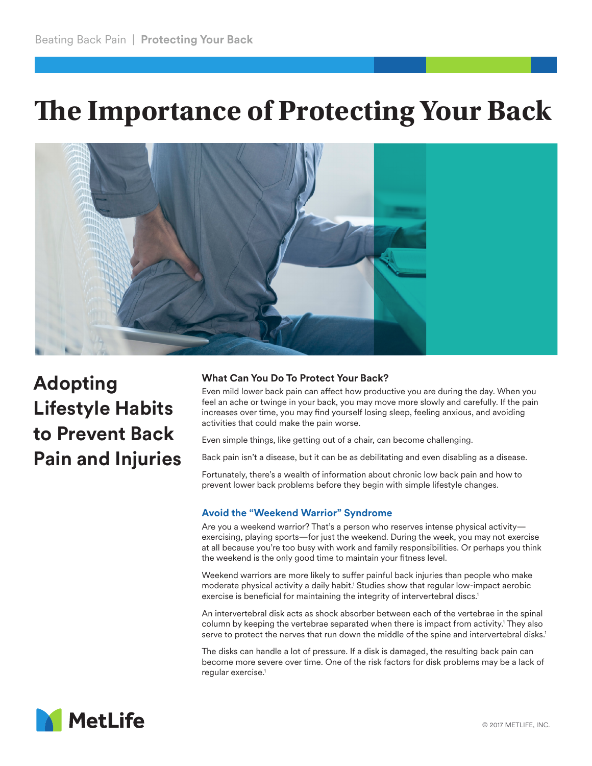# The Importance of Protecting Your Back

## Adopting Lifestyle Habits to Prevent Back Pain and Injuries

### What Can You Do To Protect Your Back?

Even mild lower back pain can affect how productive you are during the day. When you feel an ache or twinge in your back, you may move more slowly and carefully. If the pain increases over time, you may find yourself losing sleep, feeling anxious, and avoiding activities that could make the pain worse.

Even simple things, like getting out of a chair, can become challenging.

Back pain isn't a disease, but it can be as debilitating and even disabling as a disease.

Fortunately, there's a wealth of information about chronic low back pain and how to prevent lower back problems before they begin with simple lifestyle changes.

### Avoid the "Weekend Warrior" Syndrome

Are you a weekend warrior? That's a person who reserves intense physical activity—exercising, playing sports—for just the weekend. During the week, you may not exercise at all because you're too busy with work and family responsibilities. Or perhaps you think the weekend is the only good time to maintain your fitness level.

Weekend warriors are more likely to suffer painful back injuries than people who make moderate physical activity a daily habit.[1] Studies show that regular low-impact aerobic exercise is beneficial for maintaining the integrity of intervertebral discs.[1]

An intervertebral disk acts as shock absorber between each of the vertebrae in the spinal column by keeping the vertebrae separated when there is impact from activity.[1] They also serve to protect the nerves that run down the middle of the spine and intervertebral disks.[1]

The disks can handle a lot of pressure. If a disk is damaged, the resulting back pain can become more severe over time. One of the risk factors for disk problems may be a lack of regular exercise.[1]

MetLife

© 2017 METLIFE, INC.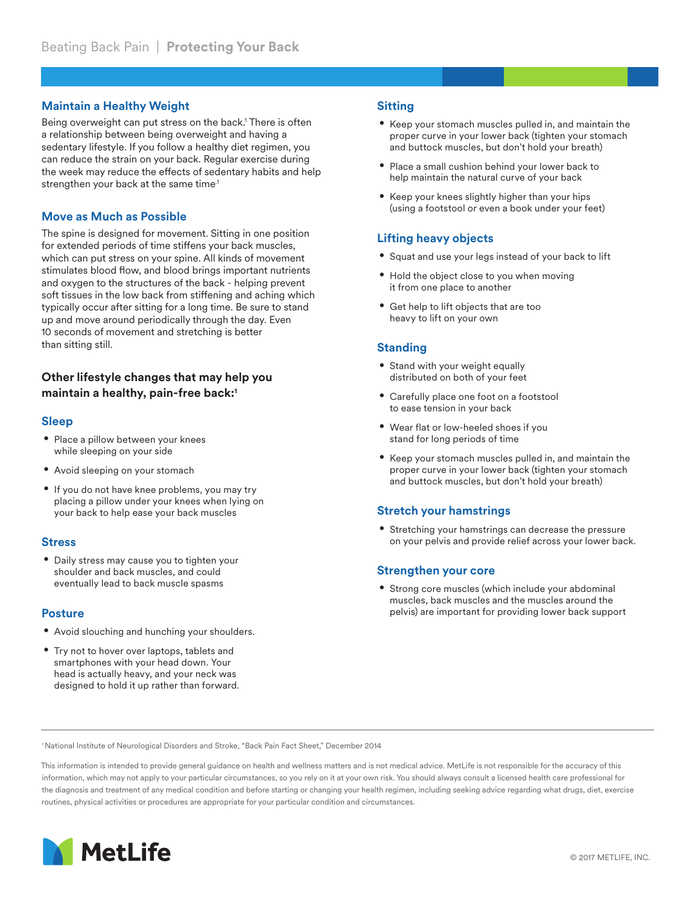## Maintain a Healthy Weight

Being overweight can put stress on the back.[1] There is often a relationship between being overweight and having a sedentary lifestyle. If you follow a healthy diet regimen, you can reduce the strain on your back. Regular exercise during the week may reduce the effects of sedentary habits and help strengthen your back at the same time[1]

## Move as Much as Possible

The spine is designed for movement. Sitting in one position for extended periods of time stiffens your back muscles, which can put stress on your spine. All kinds of movement stimulates blood flow, and blood brings important nutrients and oxygen to the structures of the back - helping prevent soft tissues in the low back from stiffening and aching which typically occur after sitting for a long time. Be sure to stand up and move around periodically through the day. Even 10 seconds of movement and stretching is better than sitting still.

### Other lifestyle changes that may help you maintain a healthy, pain-free back:[1]

## Sleep

- Place a pillow between your knees while sleeping on your side
- Avoid sleeping on your stomach
- If you do not have knee problems, you may try placing a pillow under your knees when lying on your back to help ease your back muscles

## Stress

- Daily stress may cause you to tighten your shoulder and back muscles, and could eventually lead to back muscle spasms

## Posture

- Avoid slouching and hunching your shoulders.
- Try not to hover over laptops, tablets and smartphones with your head down. Your head is actually heavy, and your neck was designed to hold it up rather than forward.

## Sitting

- Keep your stomach muscles pulled in, and maintain the proper curve in your lower back (tighten your stomach and buttock muscles, but don't hold your breath)
- Place a small cushion behind your lower back to help maintain the natural curve of your back
- Keep your knees slightly higher than your hips (using a footstool or even a book under your feet)

## Lifting heavy objects

- Squat and use your legs instead of your back to lift
- Hold the object close to you when moving it from one place to another
- Get help to lift objects that are too heavy to lift on your own

## Standing

- Stand with your weight equally distributed on both of your feet
- Carefully place one foot on a footstool to ease tension in your back
- Wear flat or low-heeled shoes if you stand for long periods of time
- Keep your stomach muscles pulled in, and maintain the proper curve in your lower back (tighten your stomach and buttock muscles, but don't hold your breath)

## Stretch your hamstrings

- Stretching your hamstrings can decrease the pressure on your pelvis and provide relief across your lower back.

## Strengthen your core

- Strong core muscles (which include your abdominal muscles, back muscles and the muscles around the pelvis) are important for providing lower back support

---

[1] National Institute of Neurological Disorders and Stroke, "Back Pain Fact Sheet," December 2014

This information is intended to provide general guidance on health and wellness matters and is not medical advice. MetLife is not responsible for the accuracy of this information, which may not apply to your particular circumstances, so you rely on it at your own risk. You should always consult a licensed health care professional for the diagnosis and treatment of any medical condition and before starting or changing your health regimen, including seeking advice regarding what drugs, diet, exercise routines, physical activities or procedures are appropriate for your particular condition and circumstances.

MetLife

© 2017 METLIFE, INC.